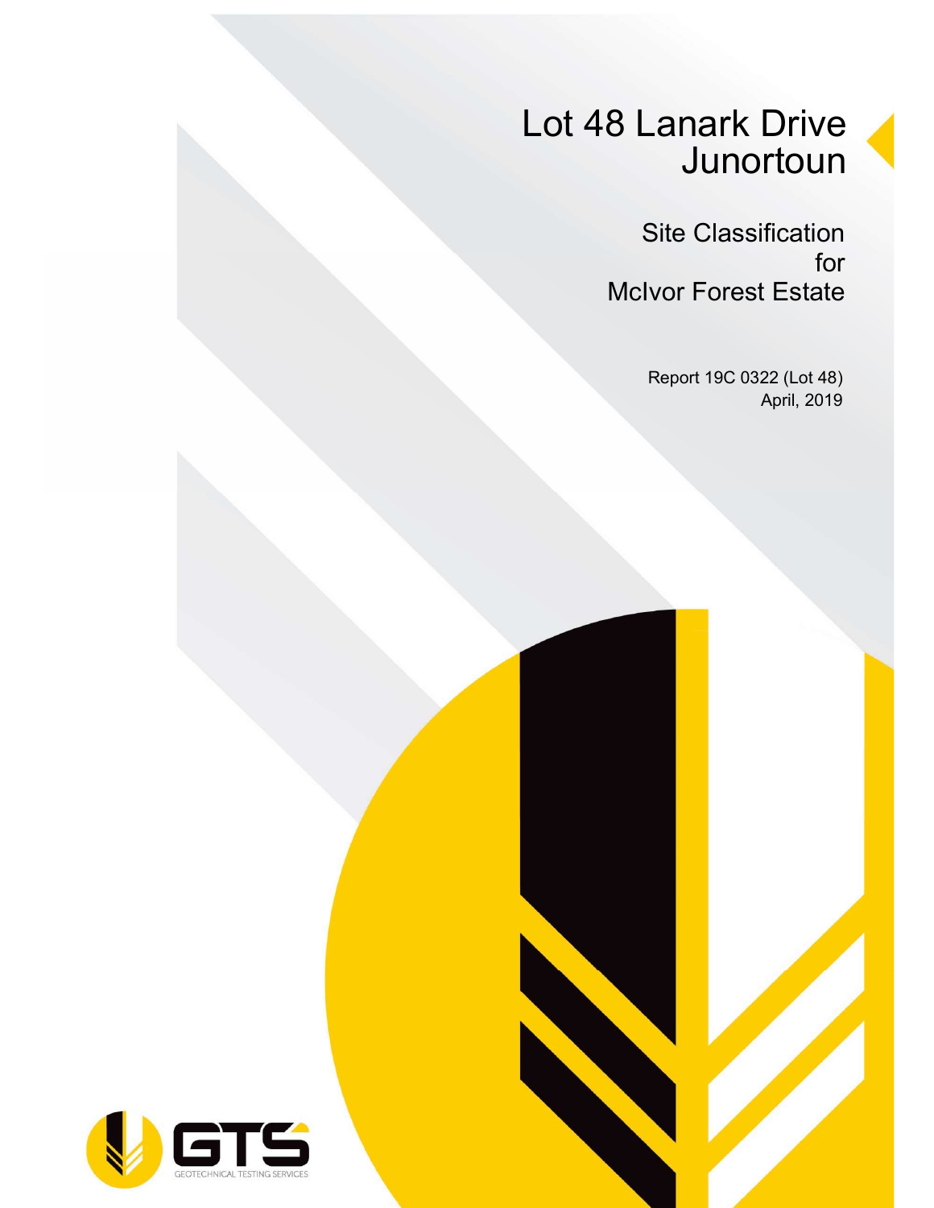# Lot 48 Lanark Drive
# Junortoun

## Site Classification
## for
## McIvor Forest Estate

Report 19C 0322 (Lot 48)
April, 2019

GTS
GEOTECHNICAL TESTING SERVICES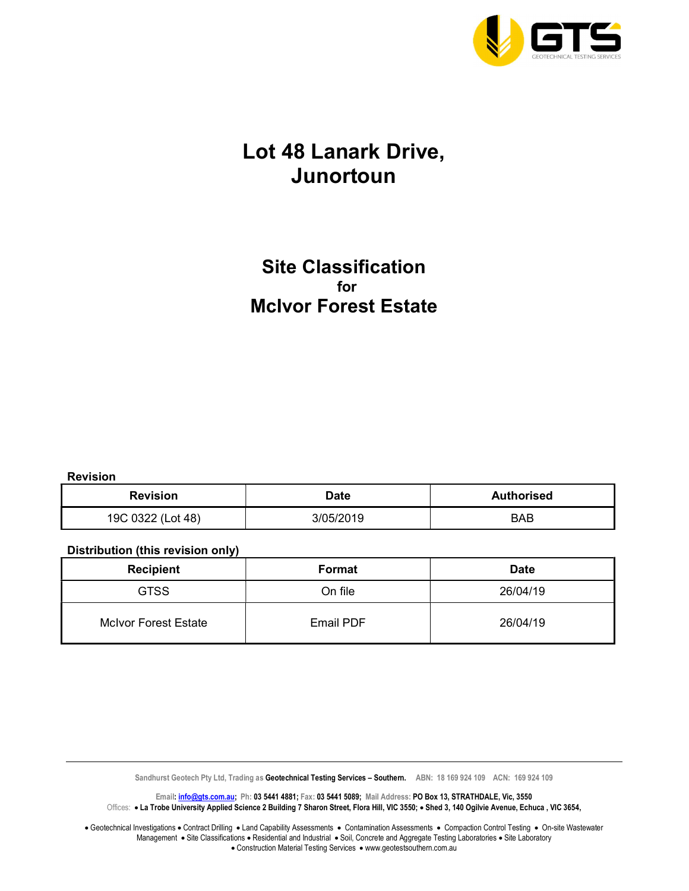# Lot 48 Lanark Drive, Junortoun

## Site Classification
### for
## McIvor Forest Estate

**Revision**

| Revision | Date | Authorised |
| --- | --- | --- |
| 19C 0322 (Lot 48) | 3/05/2019 | BAB |

**Distribution (this revision only)**

| Recipient | Format | Date |
| --- | --- | --- |
| GTSS | On file | 26/04/19 |
| McIvor Forest Estate | Email PDF | 26/04/19 |

Sandhurst Geotech Pty Ltd, Trading as **Geotechnical Testing Services – Southern.** ABN: 18 169 924 109 ACN: 169 924 109

Email: info@gts.com.au; Ph: 03 5441 4881; Fax: 03 5441 5089; Mail Address: PO Box 13, STRATHDALE, Vic, 3550
Offices: • La Trobe University Applied Science 2 Building 7 Sharon Street, Flora Hill, VIC 3550; • Shed 3, 140 Ogilvie Avenue, Echuca , VIC 3654,

• Geotechnical Investigations • Contract Drilling • Land Capability Assessments • Contamination Assessments • Compaction Control Testing • On-site Wastewater Management • Site Classifications • Residential and Industrial • Soil, Concrete and Aggregate Testing Laboratories • Site Laboratory • Construction Material Testing Services • www.geotestsouthern.com.au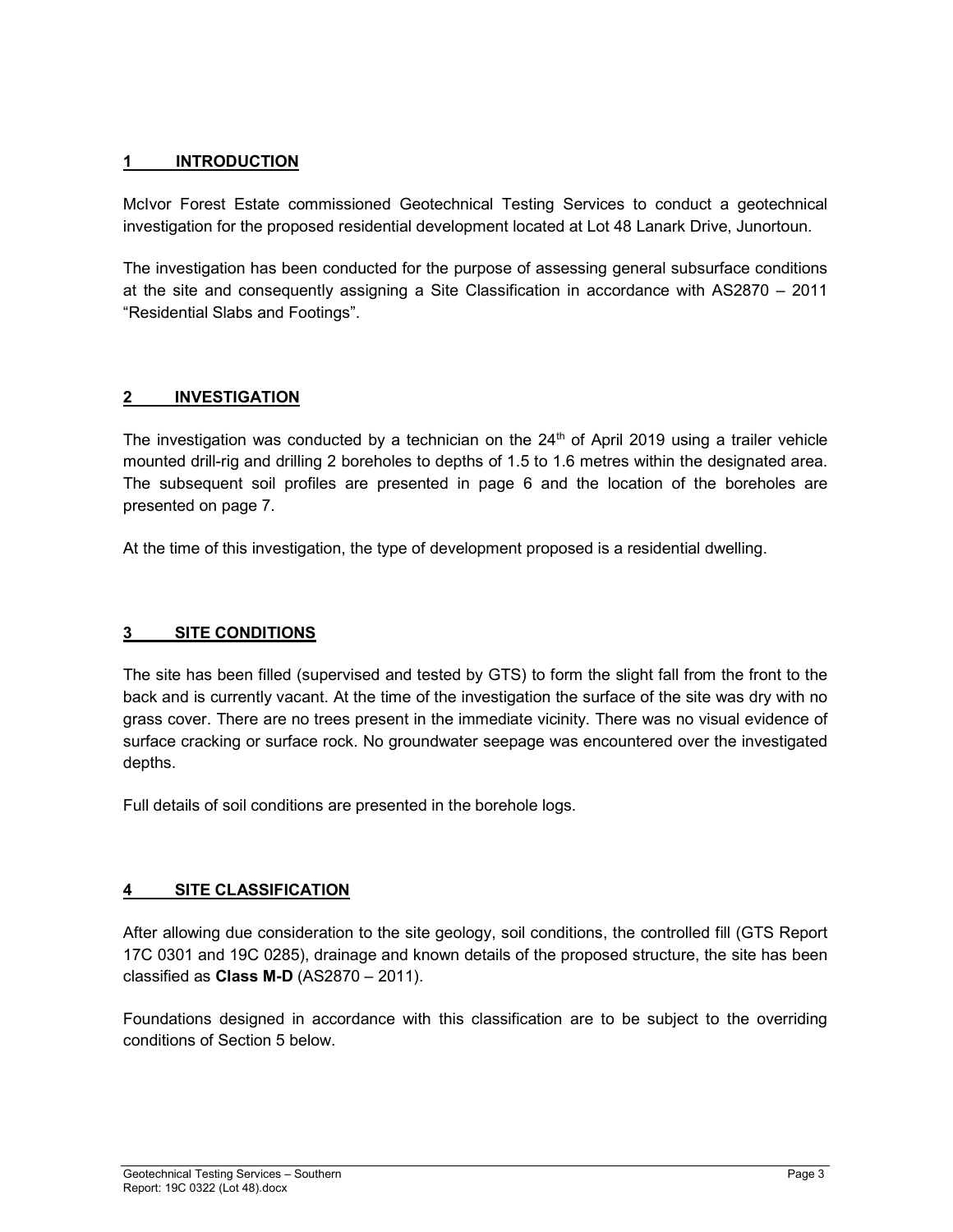## 1 INTRODUCTION

McIvor Forest Estate commissioned Geotechnical Testing Services to conduct a geotechnical investigation for the proposed residential development located at Lot 48 Lanark Drive, Junortoun.

The investigation has been conducted for the purpose of assessing general subsurface conditions at the site and consequently assigning a Site Classification in accordance with AS2870 – 2011 "Residential Slabs and Footings".

## 2 INVESTIGATION

The investigation was conducted by a technician on the 24th of April 2019 using a trailer vehicle mounted drill-rig and drilling 2 boreholes to depths of 1.5 to 1.6 metres within the designated area. The subsequent soil profiles are presented in page 6 and the location of the boreholes are presented on page 7.

At the time of this investigation, the type of development proposed is a residential dwelling.

## 3 SITE CONDITIONS

The site has been filled (supervised and tested by GTS) to form the slight fall from the front to the back and is currently vacant. At the time of the investigation the surface of the site was dry with no grass cover. There are no trees present in the immediate vicinity. There was no visual evidence of surface cracking or surface rock. No groundwater seepage was encountered over the investigated depths.

Full details of soil conditions are presented in the borehole logs.

## 4 SITE CLASSIFICATION

After allowing due consideration to the site geology, soil conditions, the controlled fill (GTS Report 17C 0301 and 19C 0285), drainage and known details of the proposed structure, the site has been classified as **Class M-D** (AS2870 – 2011).

Foundations designed in accordance with this classification are to be subject to the overriding conditions of Section 5 below.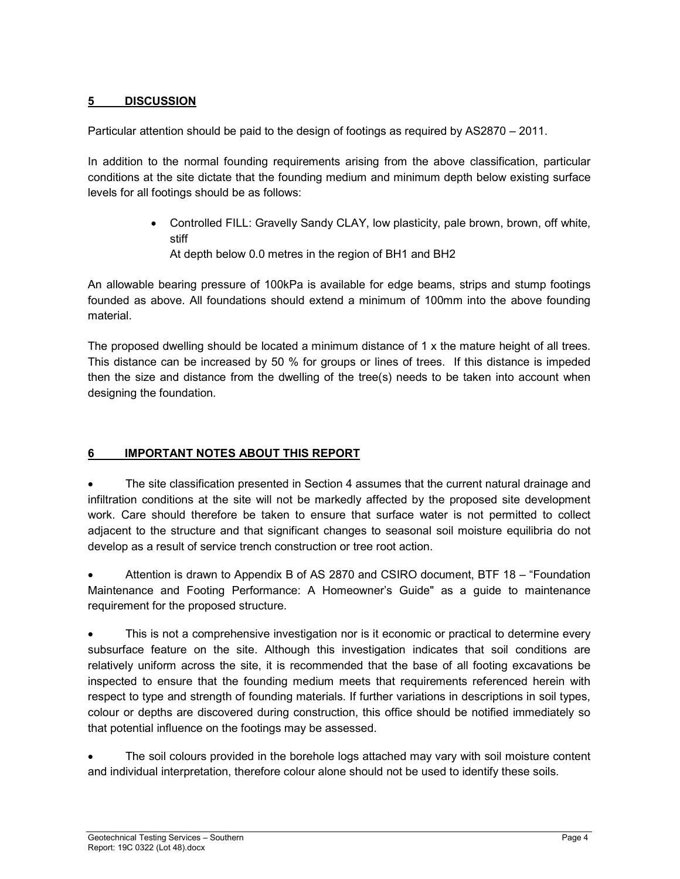## 5 DISCUSSION

Particular attention should be paid to the design of footings as required by AS2870 – 2011.

In addition to the normal founding requirements arising from the above classification, particular conditions at the site dictate that the founding medium and minimum depth below existing surface levels for all footings should be as follows:

- Controlled FILL: Gravelly Sandy CLAY, low plasticity, pale brown, brown, off white, stiff
  At depth below 0.0 metres in the region of BH1 and BH2

An allowable bearing pressure of 100kPa is available for edge beams, strips and stump footings founded as above. All foundations should extend a minimum of 100mm into the above founding material.

The proposed dwelling should be located a minimum distance of 1 x the mature height of all trees. This distance can be increased by 50 % for groups or lines of trees. If this distance is impeded then the size and distance from the dwelling of the tree(s) needs to be taken into account when designing the foundation.

## 6 IMPORTANT NOTES ABOUT THIS REPORT

- The site classification presented in Section 4 assumes that the current natural drainage and infiltration conditions at the site will not be markedly affected by the proposed site development work. Care should therefore be taken to ensure that surface water is not permitted to collect adjacent to the structure and that significant changes to seasonal soil moisture equilibria do not develop as a result of service trench construction or tree root action.

- Attention is drawn to Appendix B of AS 2870 and CSIRO document, BTF 18 – "Foundation Maintenance and Footing Performance: A Homeowner's Guide" as a guide to maintenance requirement for the proposed structure.

- This is not a comprehensive investigation nor is it economic or practical to determine every subsurface feature on the site. Although this investigation indicates that soil conditions are relatively uniform across the site, it is recommended that the base of all footing excavations be inspected to ensure that the founding medium meets that requirements referenced herein with respect to type and strength of founding materials. If further variations in descriptions in soil types, colour or depths are discovered during construction, this office should be notified immediately so that potential influence on the footings may be assessed.

- The soil colours provided in the borehole logs attached may vary with soil moisture content and individual interpretation, therefore colour alone should not be used to identify these soils.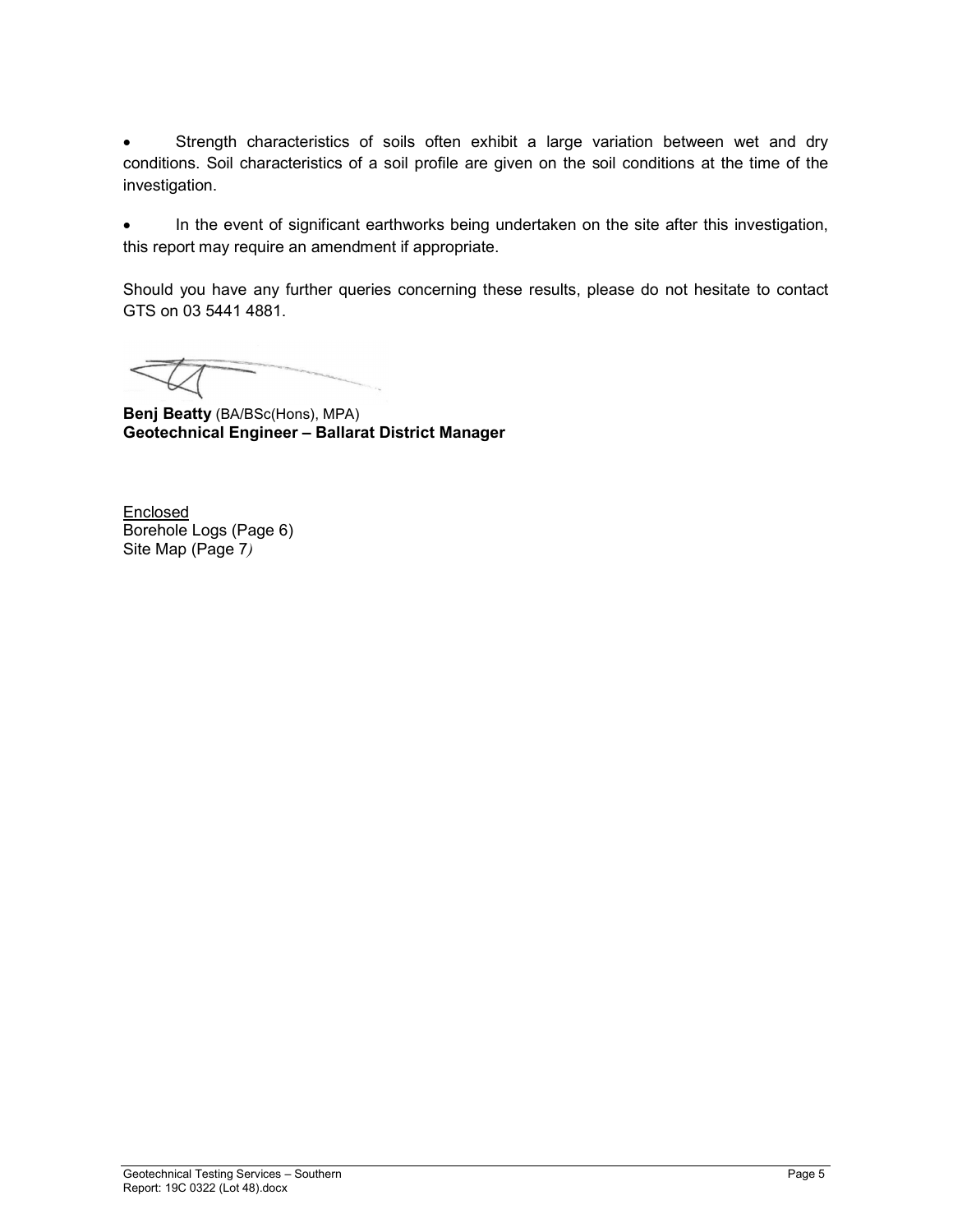- Strength characteristics of soils often exhibit a large variation between wet and dry conditions. Soil characteristics of a soil profile are given on the soil conditions at the time of the investigation.

- In the event of significant earthworks being undertaken on the site after this investigation, this report may require an amendment if appropriate.

Should you have any further queries concerning these results, please do not hesitate to contact GTS on 03 5441 4881.

**Benj Beatty** (BA/BSc(Hons), MPA)
**Geotechnical Engineer – Ballarat District Manager**

Enclosed
Borehole Logs (Page 6)
Site Map (Page 7)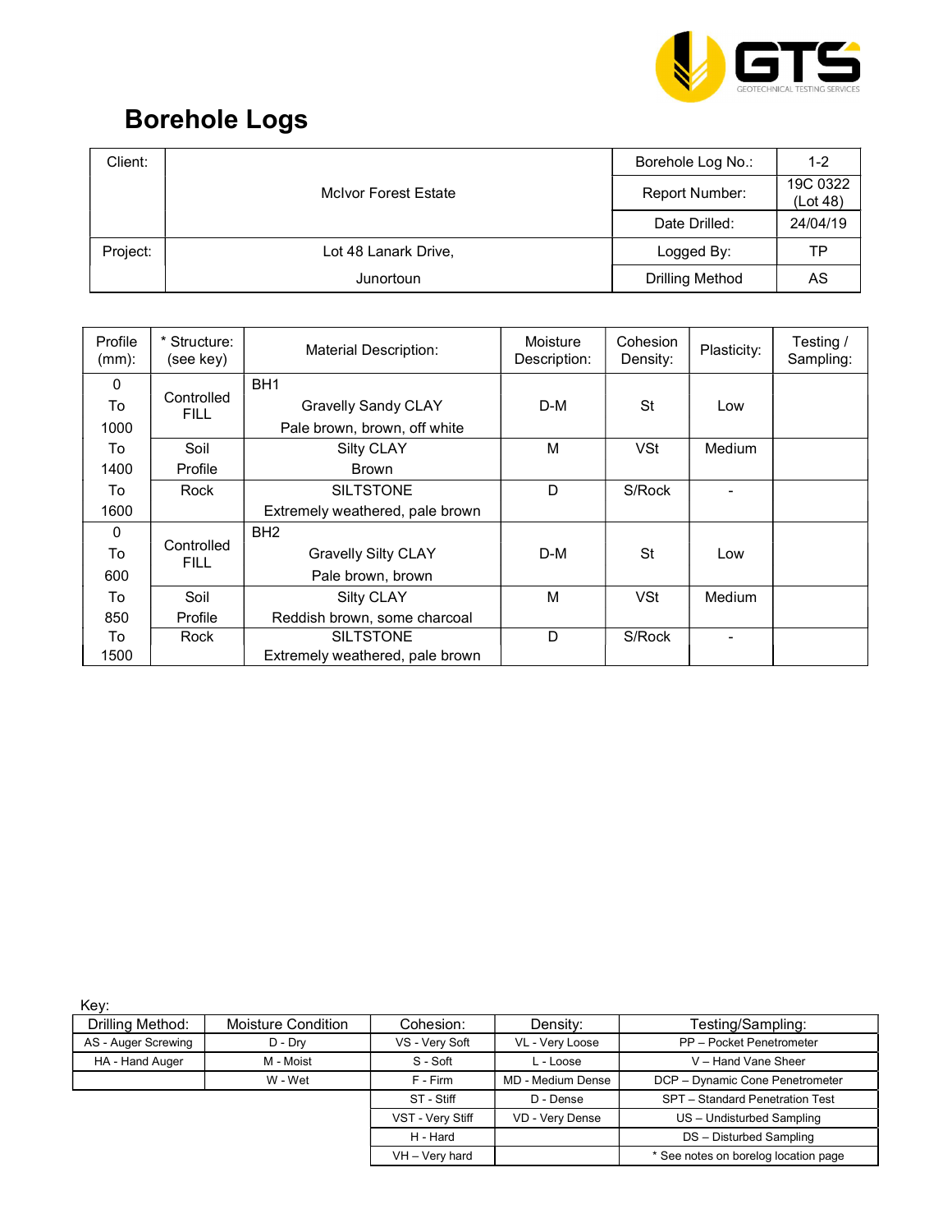# Borehole Logs

| Client: | McIvor Forest Estate | Borehole Log No.: | 1-2 |
|---|---|---|---|
| | | Report Number: | 19C 0322 (Lot 48) |
| | | Date Drilled: | 24/04/19 |
| Project: | Lot 48 Lanark Drive, | Logged By: | TP |
| | Junortoun | Drilling Method | AS |

| Profile (mm): | * Structure: (see key) | Material Description: | Moisture Description: | Cohesion Density: | Plasticity: | Testing / Sampling: |
|---|---|---|---|---|---|---|
| 0 To 1000 | Controlled FILL | BH1 Gravelly Sandy CLAY Pale brown, brown, off white | D-M | St | Low | |
| To 1400 | Soil Profile | Silty CLAY Brown | M | VSt | Medium | |
| To 1600 | Rock | SILTSTONE Extremely weathered, pale brown | D | S/Rock | - | |
| 0 To 600 | Controlled FILL | BH2 Gravelly Silty CLAY Pale brown, brown | D-M | St | Low | |
| To 850 | Soil Profile | Silty CLAY Reddish brown, some charcoal | M | VSt | Medium | |
| To 1500 | Rock | SILTSTONE Extremely weathered, pale brown | D | S/Rock | - | |

Key:

| Drilling Method: | Moisture Condition | Cohesion: | Density: | Testing/Sampling: |
|---|---|---|---|---|
| AS - Auger Screwing | D - Dry | VS - Very Soft | VL - Very Loose | PP – Pocket Penetrometer |
| HA - Hand Auger | M - Moist | S - Soft | L - Loose | V – Hand Vane Sheer |
| | W - Wet | F - Firm | MD - Medium Dense | DCP – Dynamic Cone Penetrometer |
| | | ST - Stiff | D - Dense | SPT – Standard Penetration Test |
| | | VST - Very Stiff | VD - Very Dense | US – Undisturbed Sampling |
| | | H - Hard | | DS – Disturbed Sampling |
| | | VH – Very hard | | * See notes on borelog location page |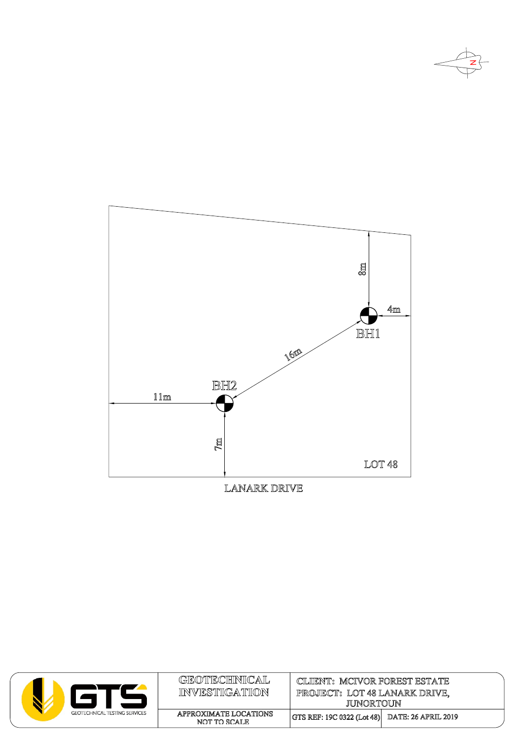N

8m

4m

BH1

16m

BH2

11m

7m

LOT 48

LANARK DRIVE

GTS GEOTECHNICAL TESTING SERVICES

GEOTECHNICAL INVESTIGATION

APPROXIMATE LOCATIONS NOT TO SCALE

CLIENT: MCIVOR FOREST ESTATE

PROJECT: LOT 48 LANARK DRIVE, JUNORTOUN

GTS REF: 19C 0322 (Lot 48)

DATE: 26 APRIL 2019